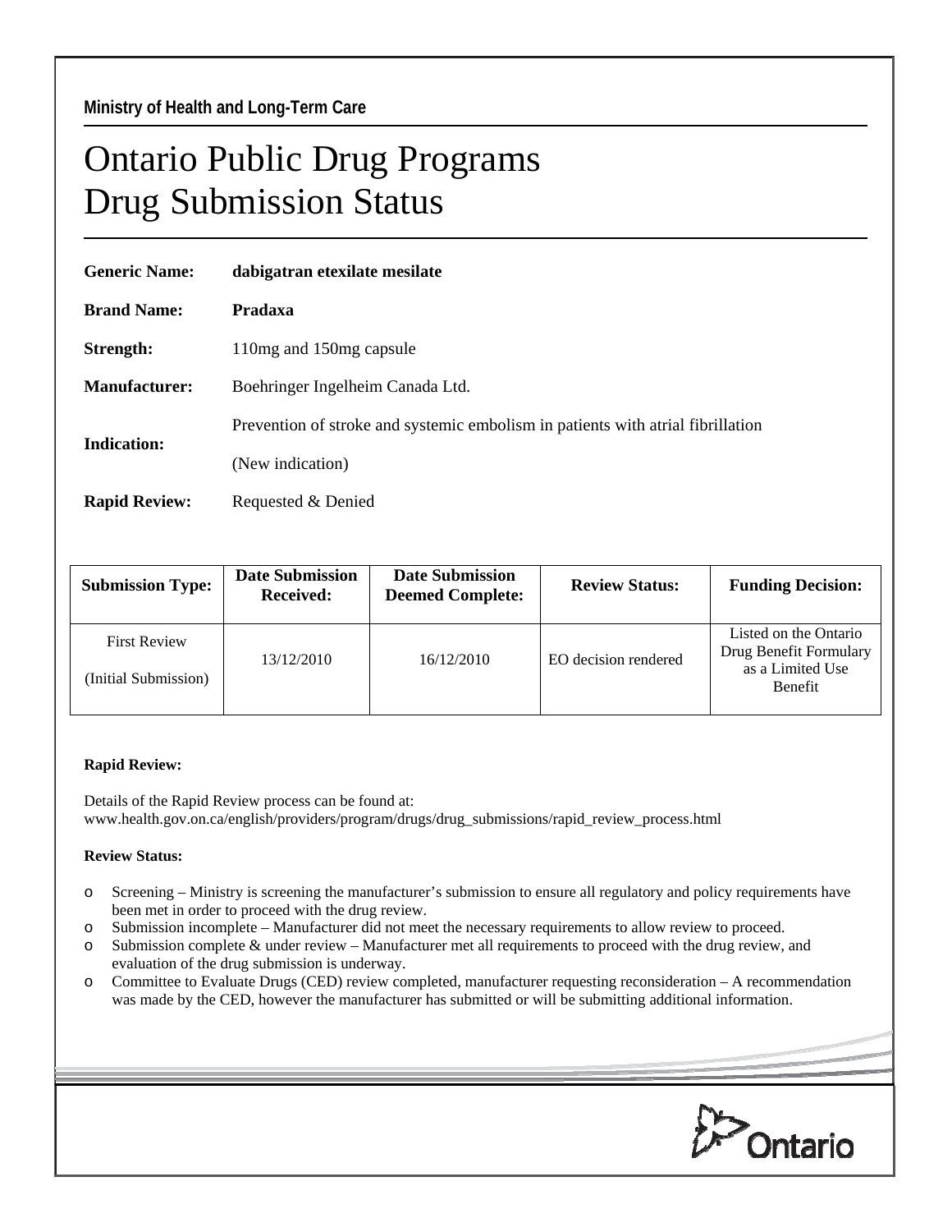**Ministry of Health and Long-Term Care**

# Ontario Public Drug Programs
# Drug Submission Status

**Generic Name:** **dabigatran etexilate mesilate**

**Brand Name:** **Pradaxa**

**Strength:** 110mg and 150mg capsule

**Manufacturer:** Boehringer Ingelheim Canada Ltd.

**Indication:** Prevention of stroke and systemic embolism in patients with atrial fibrillation

(New indication)

**Rapid Review:** Requested & Denied

| Submission Type: | Date Submission Received: | Date Submission Deemed Complete: | Review Status: | Funding Decision: |
|---|---|---|---|---|
| First Review (Initial Submission) | 13/12/2010 | 16/12/2010 | EO decision rendered | Listed on the Ontario Drug Benefit Formulary as a Limited Use Benefit |

**Rapid Review:**

Details of the Rapid Review process can be found at:
www.health.gov.on.ca/english/providers/program/drugs/drug_submissions/rapid_review_process.html

**Review Status:**

- Screening – Ministry is screening the manufacturer's submission to ensure all regulatory and policy requirements have been met in order to proceed with the drug review.
- Submission incomplete – Manufacturer did not meet the necessary requirements to allow review to proceed.
- Submission complete & under review – Manufacturer met all requirements to proceed with the drug review, and evaluation of the drug submission is underway.
- Committee to Evaluate Drugs (CED) review completed, manufacturer requesting reconsideration – A recommendation was made by the CED, however the manufacturer has submitted or will be submitting additional information.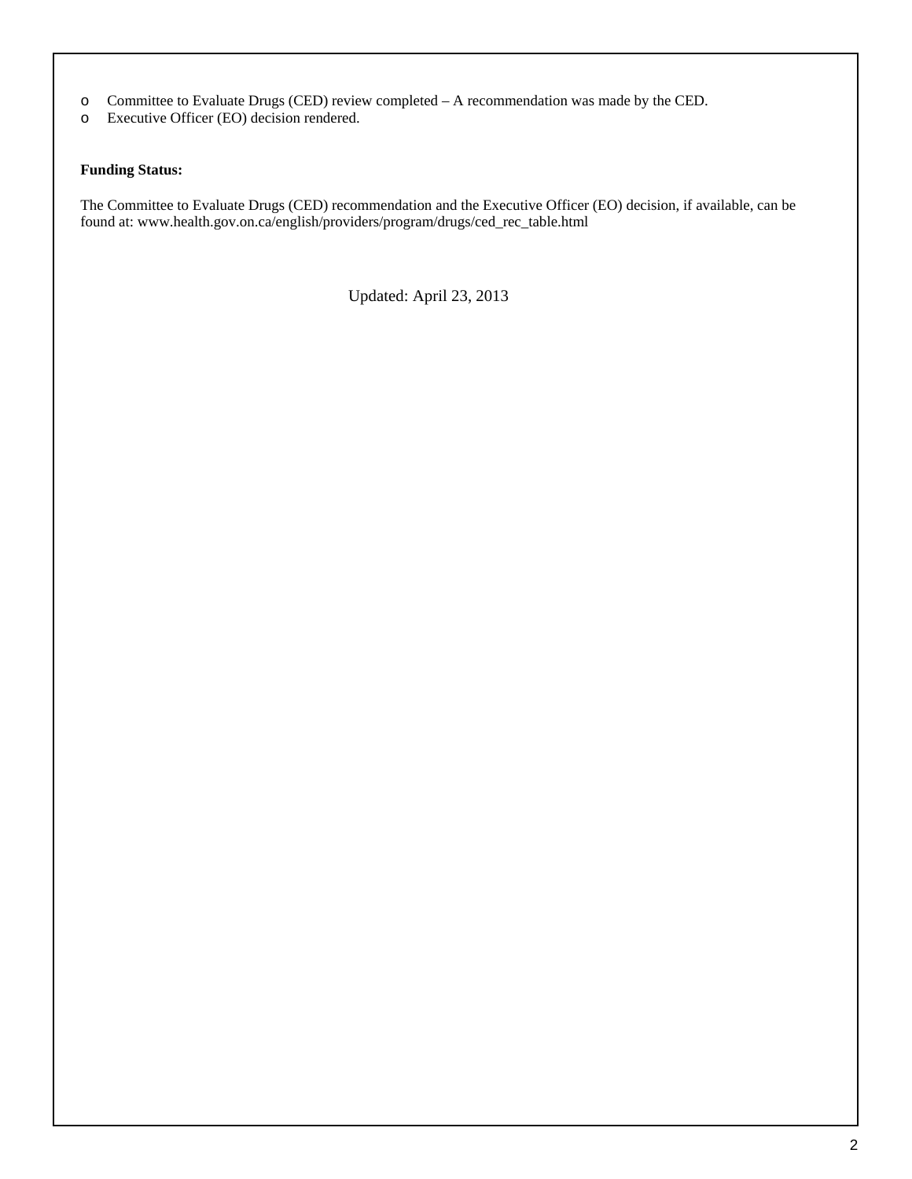- Committee to Evaluate Drugs (CED) review completed – A recommendation was made by the CED.
- Executive Officer (EO) decision rendered.

**Funding Status:**

The Committee to Evaluate Drugs (CED) recommendation and the Executive Officer (EO) decision, if available, can be found at: www.health.gov.on.ca/english/providers/program/drugs/ced_rec_table.html

Updated: April 23, 2013